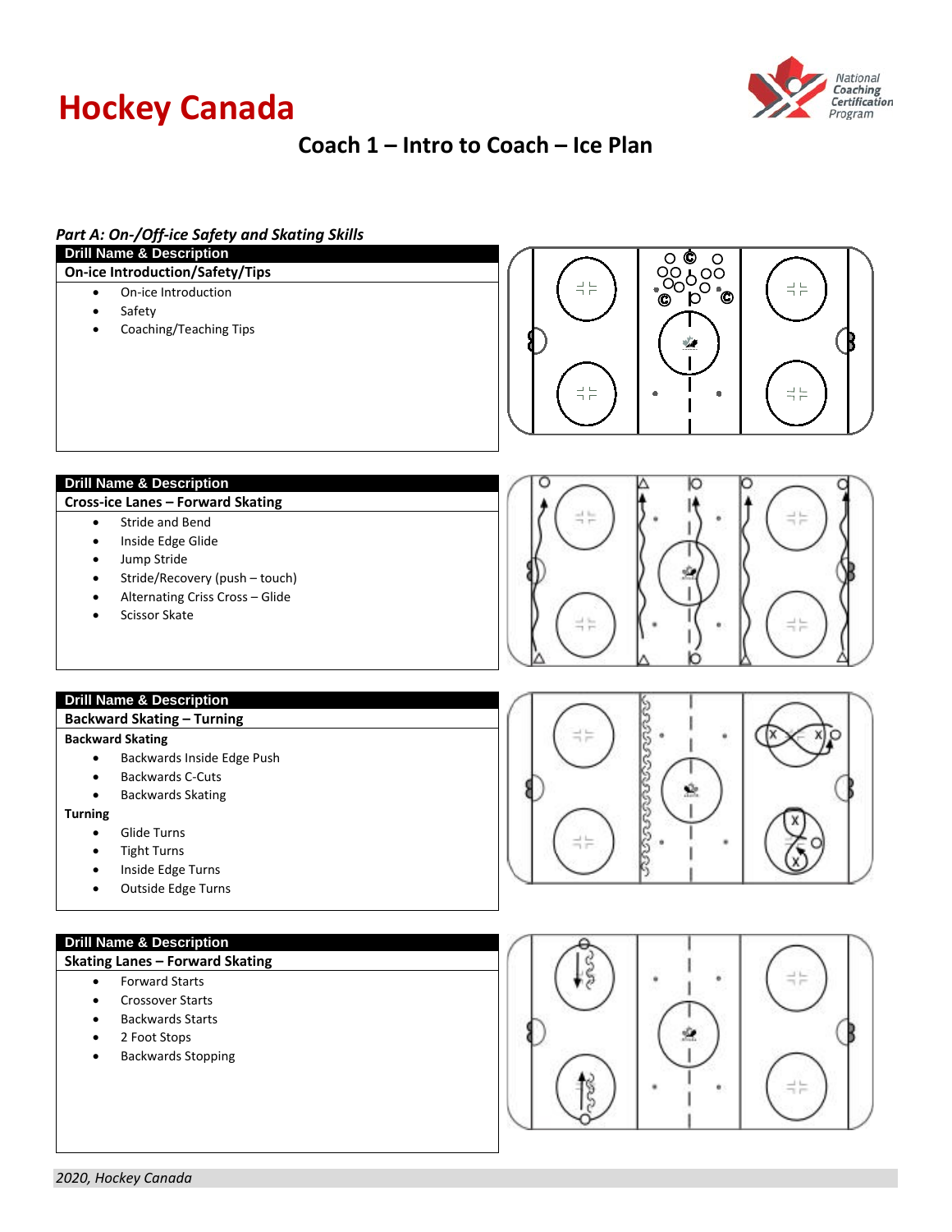# Hockey Canada

National Coaching Certification Program

## Coach 1 – Intro to Coach – Ice Plan

### *Part A: On-/Off-ice Safety and Skating Skills*

**Drill Name & Description**

**On-ice Introduction/Safety/Tips**

- On-ice Introduction
- Safety
- Coaching/Teaching Tips

**Drill Name & Description**

**Cross-ice Lanes – Forward Skating**

- Stride and Bend
- Inside Edge Glide
- Jump Stride
- Stride/Recovery (push – touch)
- Alternating Criss Cross – Glide
- Scissor Skate

**Drill Name & Description**

**Backward Skating – Turning**

**Backward Skating**

- Backwards Inside Edge Push
- Backwards C-Cuts
- Backwards Skating

**Turning**

- Glide Turns
- Tight Turns
- Inside Edge Turns
- Outside Edge Turns

**Drill Name & Description**

**Skating Lanes – Forward Skating**

- Forward Starts
- Crossover Starts
- Backwards Starts
- 2 Foot Stops
- Backwards Stopping

*2020, Hockey Canada*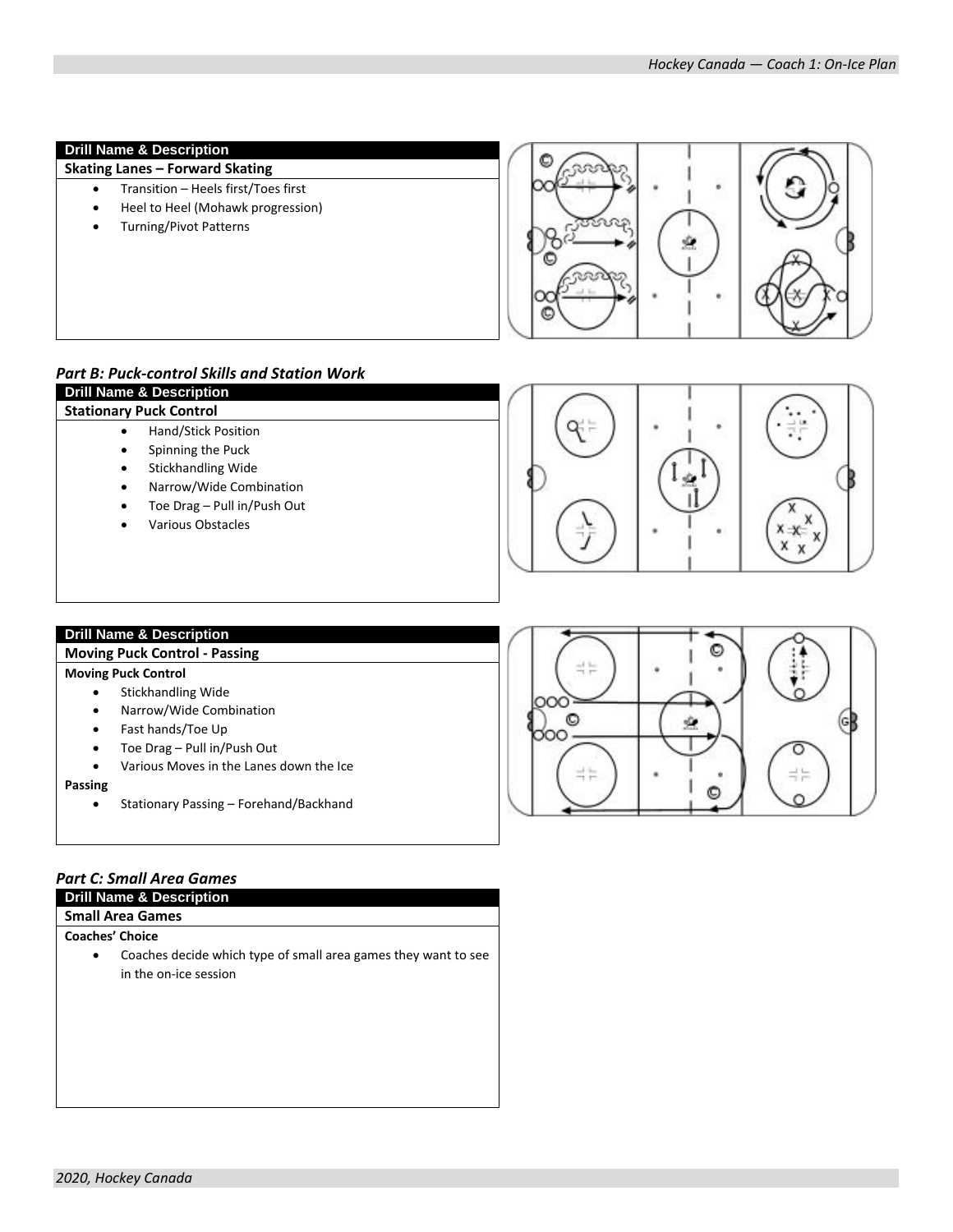**Drill Name & Description**

**Skating Lanes – Forward Skating**

- Transition – Heels first/Toes first
- Heel to Heel (Mohawk progression)
- Turning/Pivot Patterns

### *Part B: Puck-control Skills and Station Work*

**Drill Name & Description**

**Stationary Puck Control**

- Hand/Stick Position
- Spinning the Puck
- Stickhandling Wide
- Narrow/Wide Combination
- Toe Drag – Pull in/Push Out
- Various Obstacles

**Drill Name & Description**

**Moving Puck Control - Passing**

**Moving Puck Control**

- Stickhandling Wide
- Narrow/Wide Combination
- Fast hands/Toe Up
- Toe Drag – Pull in/Push Out
- Various Moves in the Lanes down the Ice

**Passing**

- Stationary Passing – Forehand/Backhand

### *Part C: Small Area Games*

**Drill Name & Description**

**Small Area Games**

**Coaches' Choice**

- Coaches decide which type of small area games they want to see in the on-ice session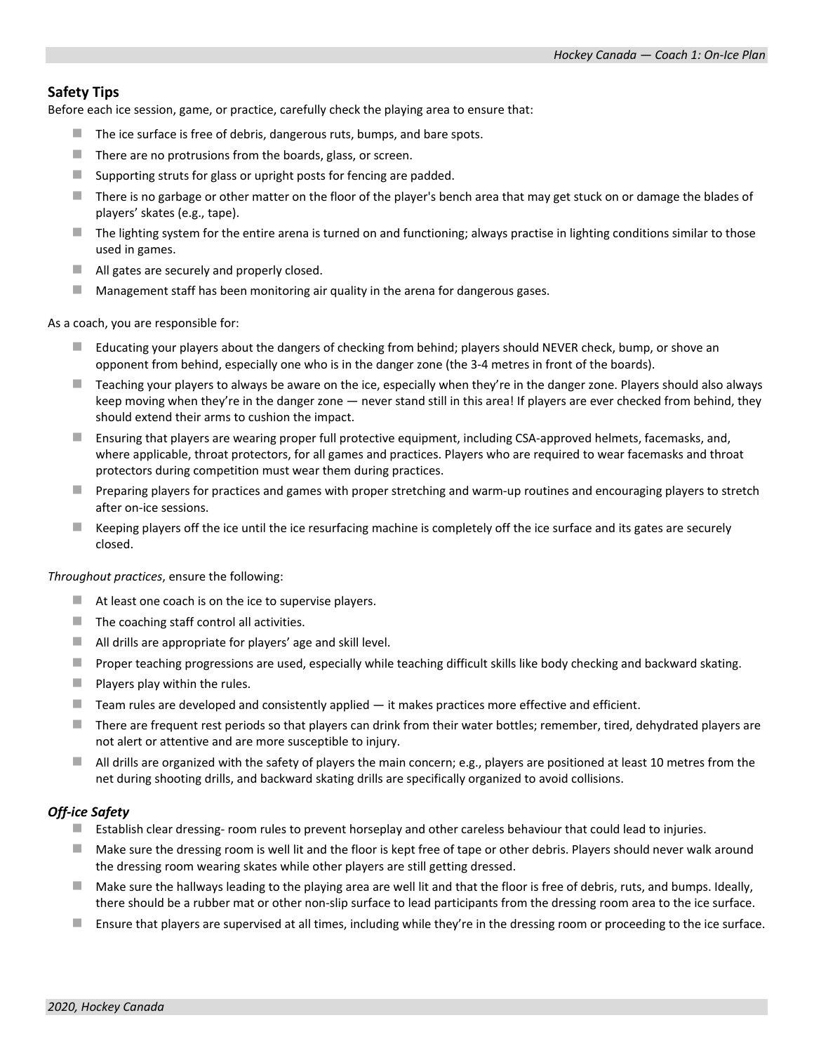## Safety Tips

Before each ice session, game, or practice, carefully check the playing area to ensure that:

- The ice surface is free of debris, dangerous ruts, bumps, and bare spots.
- There are no protrusions from the boards, glass, or screen.
- Supporting struts for glass or upright posts for fencing are padded.
- There is no garbage or other matter on the floor of the player's bench area that may get stuck on or damage the blades of players' skates (e.g., tape).
- The lighting system for the entire arena is turned on and functioning; always practise in lighting conditions similar to those used in games.
- All gates are securely and properly closed.
- Management staff has been monitoring air quality in the arena for dangerous gases.

As a coach, you are responsible for:

- Educating your players about the dangers of checking from behind; players should NEVER check, bump, or shove an opponent from behind, especially one who is in the danger zone (the 3-4 metres in front of the boards).
- Teaching your players to always be aware on the ice, especially when they're in the danger zone. Players should also always keep moving when they're in the danger zone — never stand still in this area! If players are ever checked from behind, they should extend their arms to cushion the impact.
- Ensuring that players are wearing proper full protective equipment, including CSA-approved helmets, facemasks, and, where applicable, throat protectors, for all games and practices. Players who are required to wear facemasks and throat protectors during competition must wear them during practices.
- Preparing players for practices and games with proper stretching and warm-up routines and encouraging players to stretch after on-ice sessions.
- Keeping players off the ice until the ice resurfacing machine is completely off the ice surface and its gates are securely closed.

*Throughout practices*, ensure the following:

- At least one coach is on the ice to supervise players.
- The coaching staff control all activities.
- All drills are appropriate for players' age and skill level.
- Proper teaching progressions are used, especially while teaching difficult skills like body checking and backward skating.
- Players play within the rules.
- Team rules are developed and consistently applied — it makes practices more effective and efficient.
- There are frequent rest periods so that players can drink from their water bottles; remember, tired, dehydrated players are not alert or attentive and are more susceptible to injury.
- All drills are organized with the safety of players the main concern; e.g., players are positioned at least 10 metres from the net during shooting drills, and backward skating drills are specifically organized to avoid collisions.

### *Off-ice Safety*

- Establish clear dressing- room rules to prevent horseplay and other careless behaviour that could lead to injuries.
- Make sure the dressing room is well lit and the floor is kept free of tape or other debris. Players should never walk around the dressing room wearing skates while other players are still getting dressed.
- Make sure the hallways leading to the playing area are well lit and that the floor is free of debris, ruts, and bumps. Ideally, there should be a rubber mat or other non-slip surface to lead participants from the dressing room area to the ice surface.
- Ensure that players are supervised at all times, including while they're in the dressing room or proceeding to the ice surface.